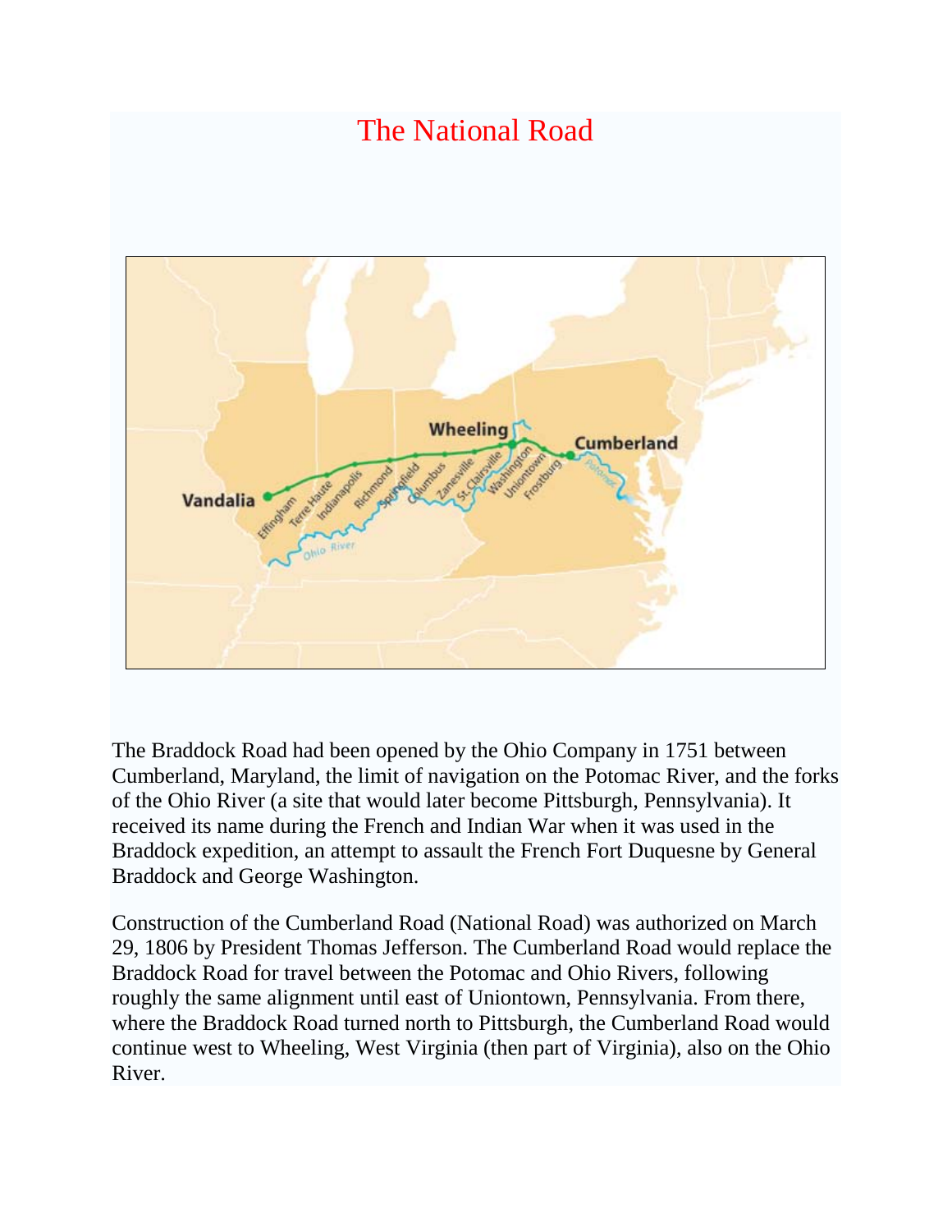# The National Road

The Braddock Road had been opened by the Ohio Company in 1751 between Cumberland, Maryland, the limit of navigation on the Potomac River, and the forks of the Ohio River (a site that would later become Pittsburgh, Pennsylvania). It received its name during the French and Indian War when it was used in the Braddock expedition, an attempt to assault the French Fort Duquesne by General Braddock and George Washington.

Construction of the Cumberland Road (National Road) was authorized on March 29, 1806 by President Thomas Jefferson. The Cumberland Road would replace the Braddock Road for travel between the Potomac and Ohio Rivers, following roughly the same alignment until east of Uniontown, Pennsylvania. From there, where the Braddock Road turned north to Pittsburgh, the Cumberland Road would continue west to Wheeling, West Virginia (then part of Virginia), also on the Ohio River.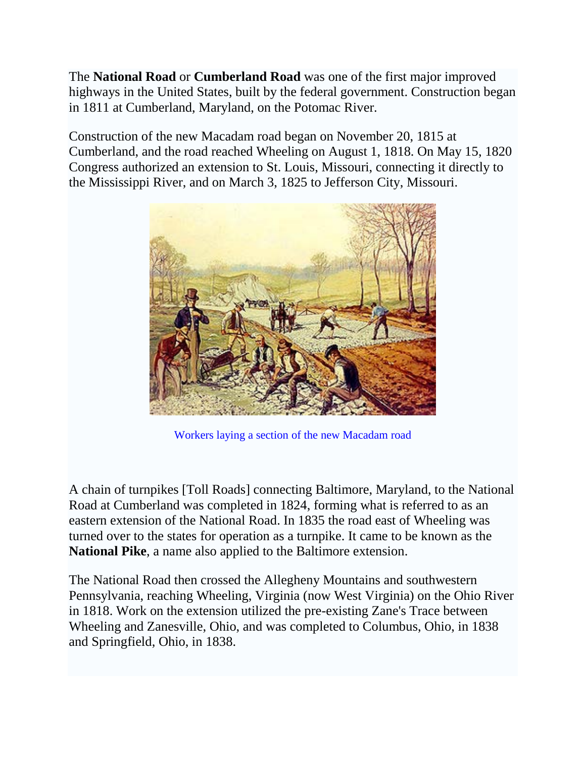The **National Road** or **Cumberland Road** was one of the first major improved highways in the United States, built by the federal government. Construction began in 1811 at Cumberland, Maryland, on the Potomac River.

Construction of the new Macadam road began on November 20, 1815 at Cumberland, and the road reached Wheeling on August 1, 1818. On May 15, 1820 Congress authorized an extension to St. Louis, Missouri, connecting it directly to the Mississippi River, and on March 3, 1825 to Jefferson City, Missouri.

Workers laying a section of the new Macadam road

A chain of turnpikes [Toll Roads] connecting Baltimore, Maryland, to the National Road at Cumberland was completed in 1824, forming what is referred to as an eastern extension of the National Road. In 1835 the road east of Wheeling was turned over to the states for operation as a turnpike. It came to be known as the **National Pike**, a name also applied to the Baltimore extension.

The National Road then crossed the Allegheny Mountains and southwestern Pennsylvania, reaching Wheeling, Virginia (now West Virginia) on the Ohio River in 1818. Work on the extension utilized the pre-existing Zane's Trace between Wheeling and Zanesville, Ohio, and was completed to Columbus, Ohio, in 1838 and Springfield, Ohio, in 1838.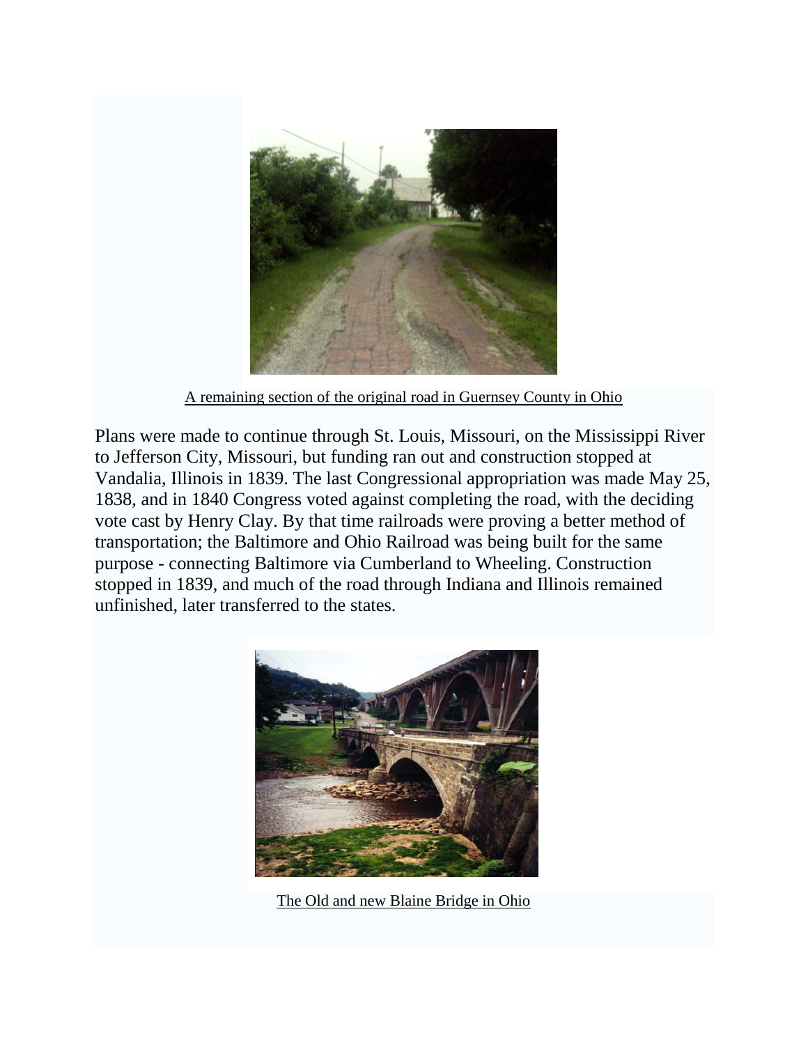A remaining section of the original road in Guernsey County in Ohio

Plans were made to continue through St. Louis, Missouri, on the Mississippi River to Jefferson City, Missouri, but funding ran out and construction stopped at Vandalia, Illinois in 1839. The last Congressional appropriation was made May 25, 1838, and in 1840 Congress voted against completing the road, with the deciding vote cast by Henry Clay. By that time railroads were proving a better method of transportation; the Baltimore and Ohio Railroad was being built for the same purpose - connecting Baltimore via Cumberland to Wheeling. Construction stopped in 1839, and much of the road through Indiana and Illinois remained unfinished, later transferred to the states.

The Old and new Blaine Bridge in Ohio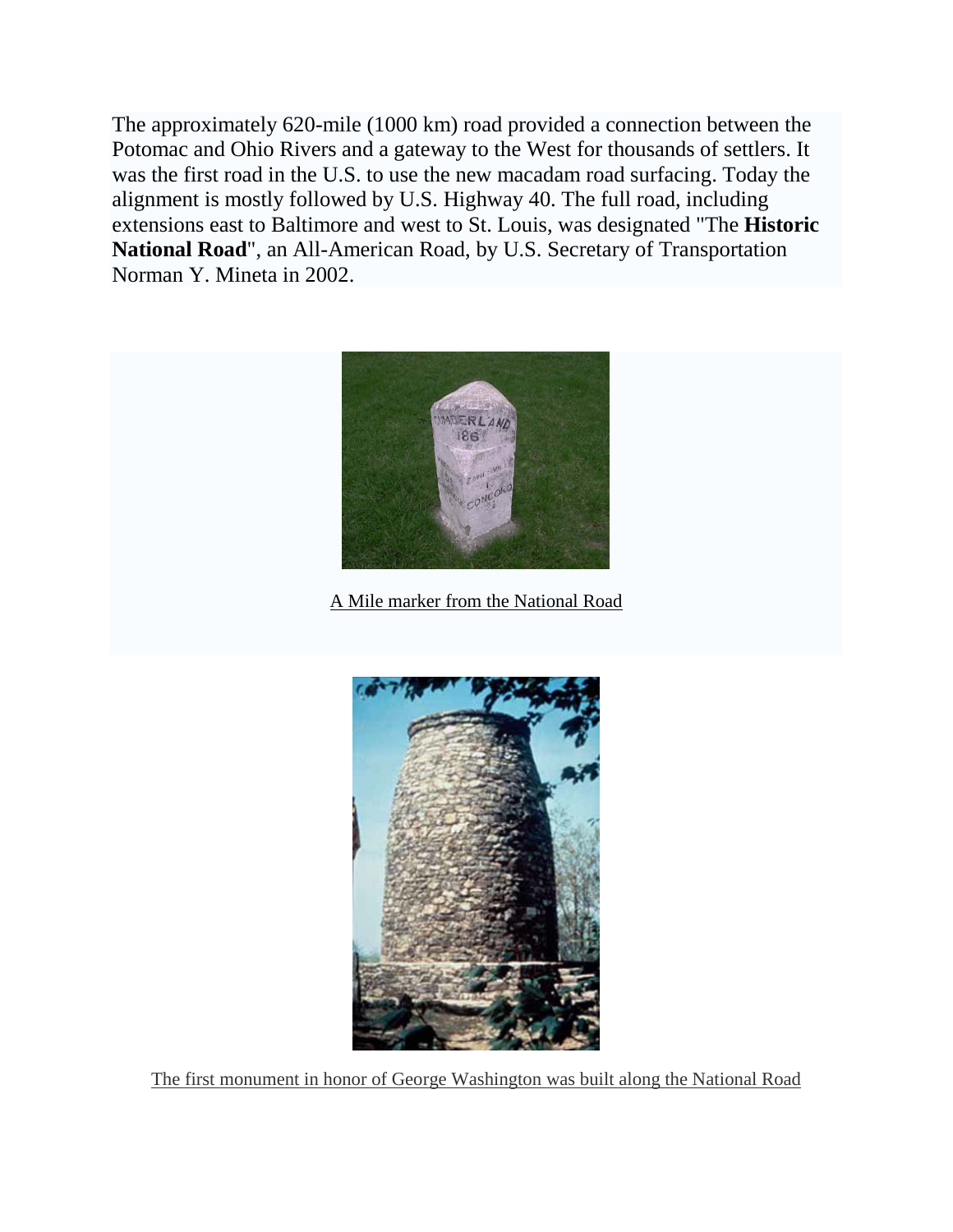The approximately 620-mile (1000 km) road provided a connection between the Potomac and Ohio Rivers and a gateway to the West for thousands of settlers. It was the first road in the U.S. to use the new macadam road surfacing. Today the alignment is mostly followed by U.S. Highway 40. The full road, including extensions east to Baltimore and west to St. Louis, was designated "The **Historic National Road**", an All-American Road, by U.S. Secretary of Transportation Norman Y. Mineta in 2002.

A Mile marker from the National Road

The first monument in honor of George Washington was built along the National Road